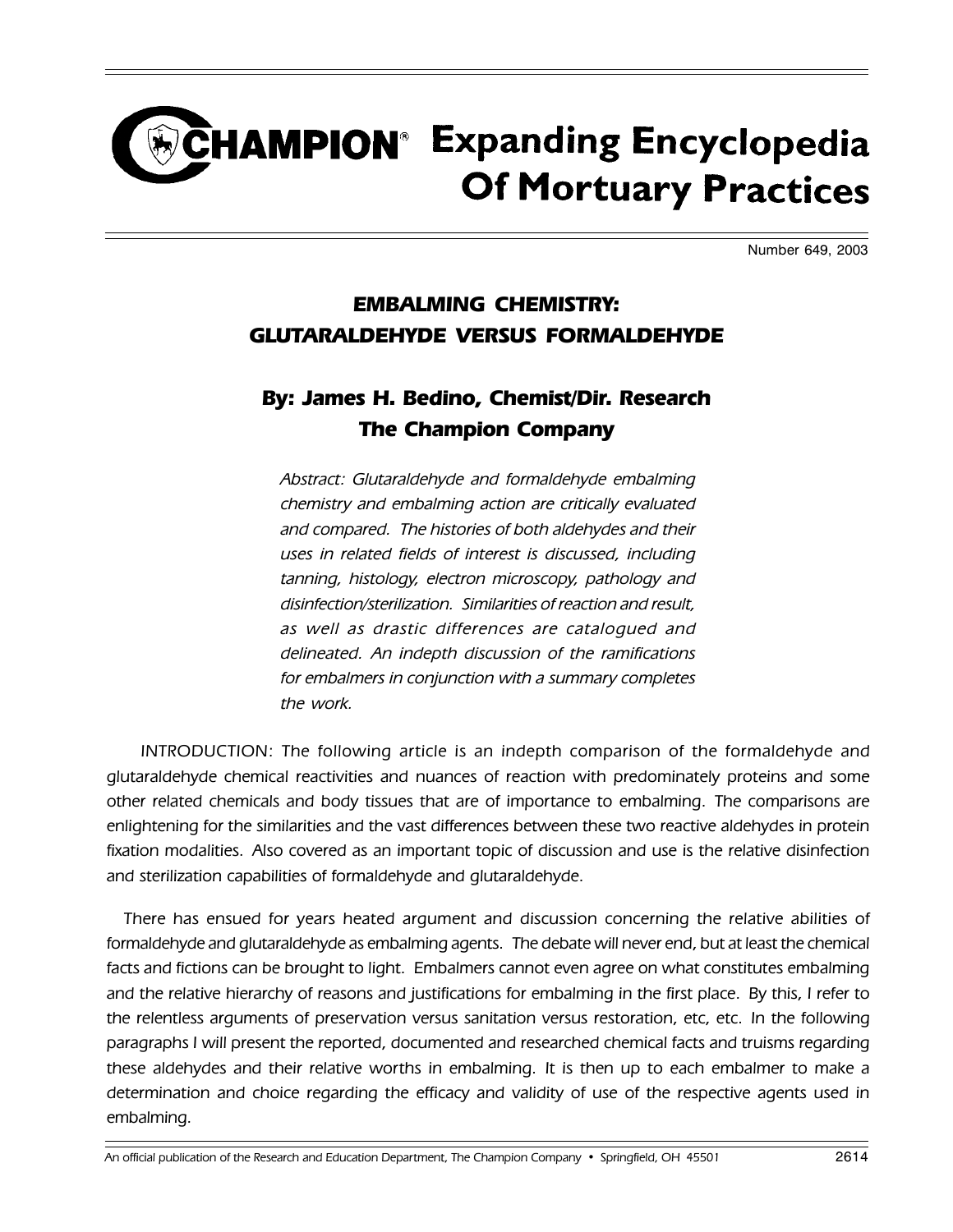# CHAMPION® Expanding Encyclopedia Of Mortuary Practices

Number 649, 2003

## EMBALMING CHEMISTRY: GLUTARALDEHYDE VERSUS FORMALDEHYDE

### By: James H. Bedino, Chemist/Dir. Research The Champion Company

*Abstract: Glutaraldehyde and formaldehyde embalming chemistry and embalming action are critically evaluated and compared. The histories of both aldehydes and their uses in related fields of interest is discussed, including tanning, histology, electron microscopy, pathology and disinfection/sterilization. Similarities of reaction and result, as well as drastic differences are catalogued and delineated. An indepth discussion of the ramifications for embalmers in conjunction with a summary completes the work.*

INTRODUCTION: The following article is an indepth comparison of the formaldehyde and glutaraldehyde chemical reactivities and nuances of reaction with predominately proteins and some other related chemicals and body tissues that are of importance to embalming. The comparisons are enlightening for the similarities and the vast differences between these two reactive aldehydes in protein fixation modalities. Also covered as an important topic of discussion and use is the relative disinfection and sterilization capabilities of formaldehyde and glutaraldehyde.

There has ensued for years heated argument and discussion concerning the relative abilities of formaldehyde and glutaraldehyde as embalming agents. The debate will never end, but at least the chemical facts and fictions can be brought to light. Embalmers cannot even agree on what constitutes embalming and the relative hierarchy of reasons and justifications for embalming in the first place. By this, I refer to the relentless arguments of preservation versus sanitation versus restoration, etc, etc. In the following paragraphs I will present the reported, documented and researched chemical facts and truisms regarding these aldehydes and their relative worths in embalming. It is then up to each embalmer to make a determination and choice regarding the efficacy and validity of use of the respective agents used in embalming.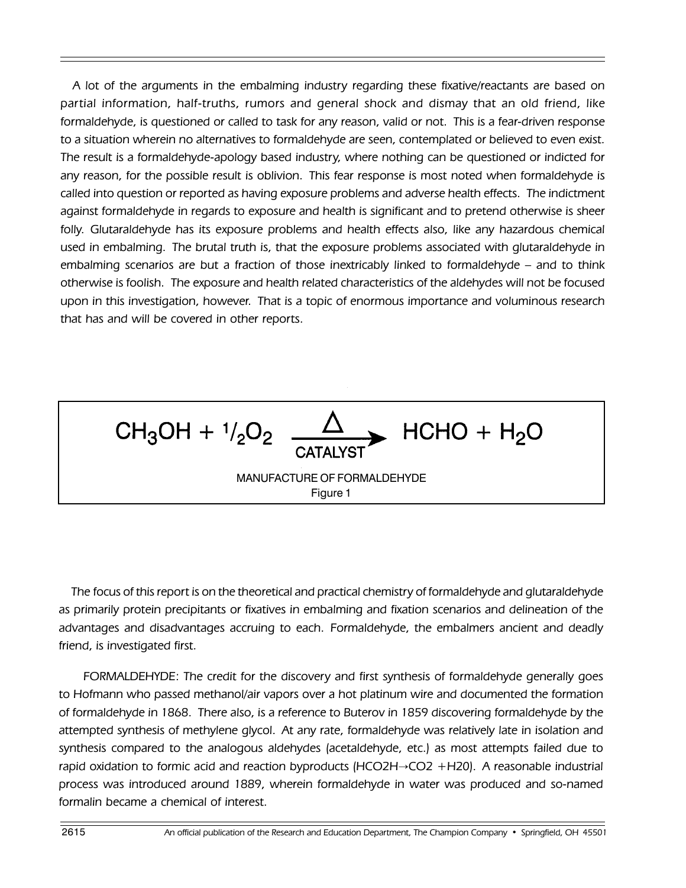A lot of the arguments in the embalming industry regarding these fixative/reactants are based on partial information, half-truths, rumors and general shock and dismay that an old friend, like formaldehyde, is questioned or called to task for any reason, valid or not. This is a fear-driven response to a situation wherein no alternatives to formaldehyde are seen, contemplated or believed to even exist. The result is a formaldehyde-apology based industry, where nothing can be questioned or indicted for any reason, for the possible result is oblivion. This fear response is most noted when formaldehyde is called into question or reported as having exposure problems and adverse health effects. The indictment against formaldehyde in regards to exposure and health is significant and to pretend otherwise is sheer folly. Glutaraldehyde has its exposure problems and health effects also, like any hazardous chemical used in embalming. The brutal truth is, that the exposure problems associated with glutaraldehyde in embalming scenarios are but a fraction of those inextricably linked to formaldehyde – and to think otherwise is foolish. The exposure and health related characteristics of the aldehydes will not be focused upon in this investigation, however. That is a topic of enormous importance and voluminous research that has and will be covered in other reports.

$$CH_3OH + {}^1/_2O_2 \xrightarrow[\text{CATALYST}]{\Delta} HCHO + H_2O$$

MANUFACTURE OF FORMALDEHYDE
Figure 1

The focus of this report is on the theoretical and practical chemistry of formaldehyde and glutaraldehyde as primarily protein precipitants or fixatives in embalming and fixation scenarios and delineation of the advantages and disadvantages accruing to each. Formaldehyde, the embalmers ancient and deadly friend, is investigated first.

FORMALDEHYDE: The credit for the discovery and first synthesis of formaldehyde generally goes to Hofmann who passed methanol/air vapors over a hot platinum wire and documented the formation of formaldehyde in 1868. There also, is a reference to Buterov in 1859 discovering formaldehyde by the attempted synthesis of methylene glycol. At any rate, formaldehyde was relatively late in isolation and synthesis compared to the analogous aldehydes (acetaldehyde, etc.) as most attempts failed due to rapid oxidation to formic acid and reaction byproducts ($HCO2H \rightarrow CO2 + H20$). A reasonable industrial process was introduced around 1889, wherein formaldehyde in water was produced and so-named formalin became a chemical of interest.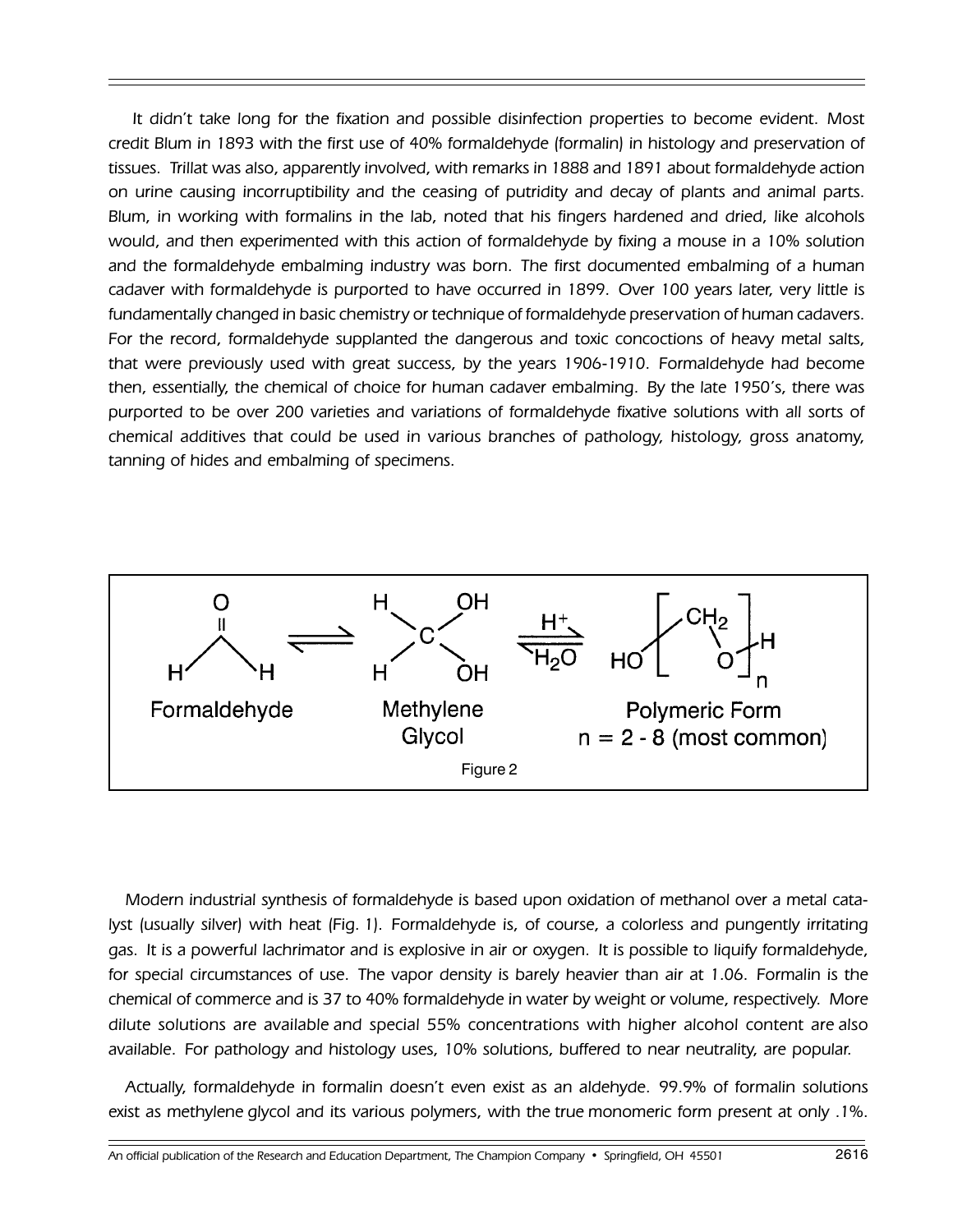It didn't take long for the fixation and possible disinfection properties to become evident. Most credit Blum in 1893 with the first use of 40% formaldehyde (formalin) in histology and preservation of tissues. Trillat was also, apparently involved, with remarks in 1888 and 1891 about formaldehyde action on urine causing incorruptibility and the ceasing of putridity and decay of plants and animal parts. Blum, in working with formalins in the lab, noted that his fingers hardened and dried, like alcohols would, and then experimented with this action of formaldehyde by fixing a mouse in a 10% solution and the formaldehyde embalming industry was born. The first documented embalming of a human cadaver with formaldehyde is purported to have occurred in 1899. Over 100 years later, very little is fundamentally changed in basic chemistry or technique of formaldehyde preservation of human cadavers. For the record, formaldehyde supplanted the dangerous and toxic concoctions of heavy metal salts, that were previously used with great success, by the years 1906-1910. Formaldehyde had become then, essentially, the chemical of choice for human cadaver embalming. By the late 1950's, there was purported to be over 200 varieties and variations of formaldehyde fixative solutions with all sorts of chemical additives that could be used in various branches of pathology, histology, gross anatomy, tanning of hides and embalming of specimens.

$$H_2C{=}O \rightleftharpoons H_2C(OH)_2 \underset{H_2O}{\overset{H^+}{\rightleftharpoons}} HO{-}[CH_2{-}O]_n{-}H$$

Formaldehyde — Methylene Glycol — Polymeric Form, n = 2 - 8 (most common)

Figure 2

Modern industrial synthesis of formaldehyde is based upon oxidation of methanol over a metal catalyst (usually silver) with heat (Fig. 1). Formaldehyde is, of course, a colorless and pungently irritating gas. It is a powerful lachrimator and is explosive in air or oxygen. It is possible to liquify formaldehyde, for special circumstances of use. The vapor density is barely heavier than air at 1.06. Formalin is the chemical of commerce and is 37 to 40% formaldehyde in water by weight or volume, respectively. More dilute solutions are available and special 55% concentrations with higher alcohol content are also available. For pathology and histology uses, 10% solutions, buffered to near neutrality, are popular.

Actually, formaldehyde in formalin doesn't even exist as an aldehyde. 99.9% of formalin solutions exist as methylene glycol and its various polymers, with the true monomeric form present at only .1%.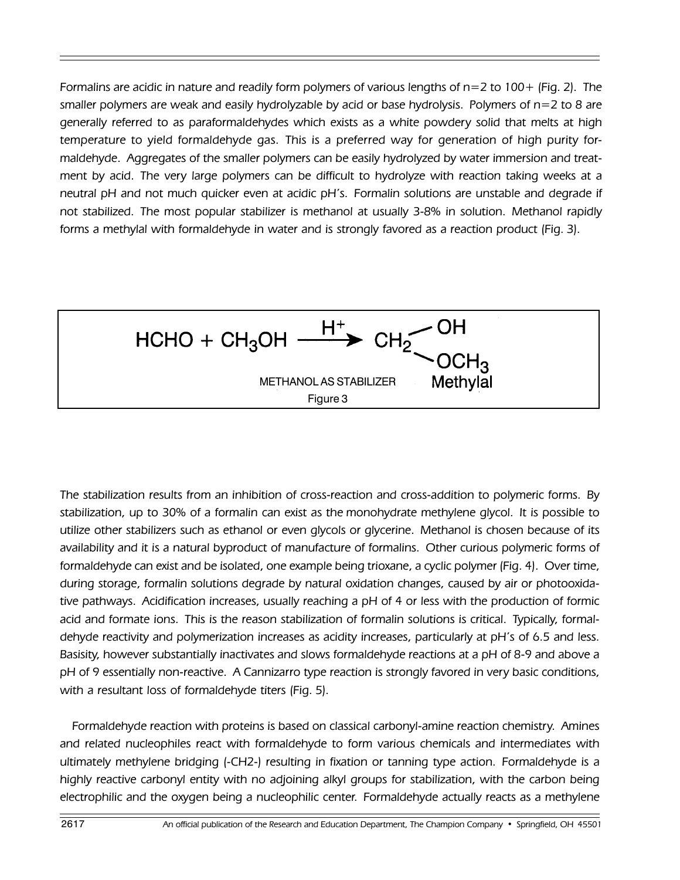Formalins are acidic in nature and readily form polymers of various lengths of n=2 to 100+ (Fig. 2). The smaller polymers are weak and easily hydrolyzable by acid or base hydrolysis. Polymers of n=2 to 8 are generally referred to as paraformaldehydes which exists as a white powdery solid that melts at high temperature to yield formaldehyde gas. This is a preferred way for generation of high purity formaldehyde. Aggregates of the smaller polymers can be easily hydrolyzed by water immersion and treatment by acid. The very large polymers can be difficult to hydrolyze with reaction taking weeks at a neutral pH and not much quicker even at acidic pH's. Formalin solutions are unstable and degrade if not stabilized. The most popular stabilizer is methanol at usually 3-8% in solution. Methanol rapidly forms a methylal with formaldehyde in water and is strongly favored as a reaction product (Fig. 3).

$$HCHO + CH_3OH \xrightarrow{H^+} CH_2\begin{matrix} \diagup OH \\ \diagdown OCH_3 \end{matrix}$$

Methylal

METHANOL AS STABILIZER

Figure 3

The stabilization results from an inhibition of cross-reaction and cross-addition to polymeric forms. By stabilization, up to 30% of a formalin can exist as the monohydrate methylene glycol. It is possible to utilize other stabilizers such as ethanol or even glycols or glycerine. Methanol is chosen because of its availability and it is a natural byproduct of manufacture of formalins. Other curious polymeric forms of formaldehyde can exist and be isolated, one example being trioxane, a cyclic polymer (Fig. 4). Over time, during storage, formalin solutions degrade by natural oxidation changes, caused by air or photooxidative pathways. Acidification increases, usually reaching a pH of 4 or less with the production of formic acid and formate ions. This is the reason stabilization of formalin solutions is critical. Typically, formaldehyde reactivity and polymerization increases as acidity increases, particularly at pH's of 6.5 and less. Basisity, however substantially inactivates and slows formaldehyde reactions at a pH of 8-9 and above a pH of 9 essentially non-reactive. A Cannizarro type reaction is strongly favored in very basic conditions, with a resultant loss of formaldehyde titers (Fig. 5).

Formaldehyde reaction with proteins is based on classical carbonyl-amine reaction chemistry. Amines and related nucleophiles react with formaldehyde to form various chemicals and intermediates with ultimately methylene bridging (-CH2-) resulting in fixation or tanning type action. Formaldehyde is a highly reactive carbonyl entity with no adjoining alkyl groups for stabilization, with the carbon being electrophilic and the oxygen being a nucleophilic center. Formaldehyde actually reacts as a methylene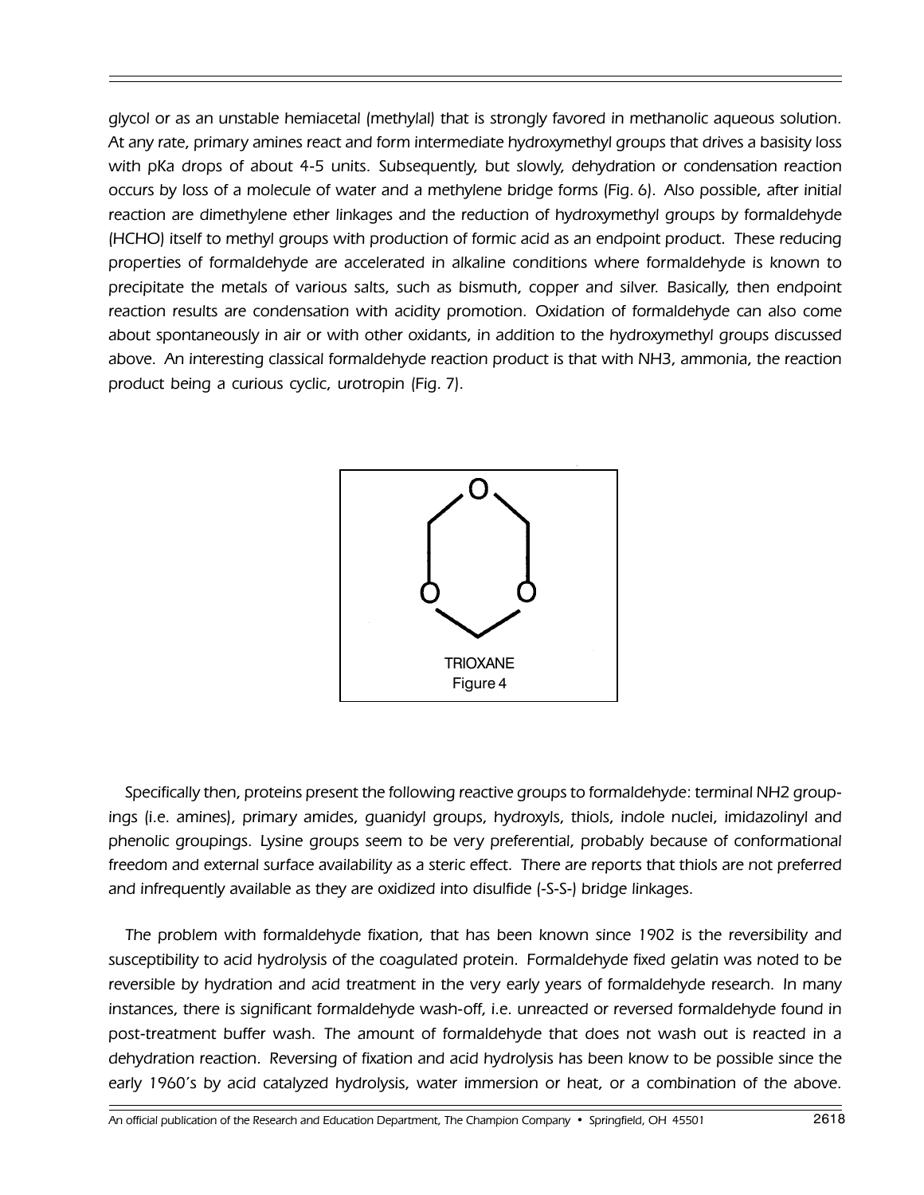glycol or as an unstable hemiacetal (methylal) that is strongly favored in methanolic aqueous solution. At any rate, primary amines react and form intermediate hydroxymethyl groups that drives a basisity loss with pKa drops of about 4-5 units. Subsequently, but slowly, dehydration or condensation reaction occurs by loss of a molecule of water and a methylene bridge forms (Fig. 6). Also possible, after initial reaction are dimethylene ether linkages and the reduction of hydroxymethyl groups by formaldehyde (HCHO) itself to methyl groups with production of formic acid as an endpoint product. These reducing properties of formaldehyde are accelerated in alkaline conditions where formaldehyde is known to precipitate the metals of various salts, such as bismuth, copper and silver. Basically, then endpoint reaction results are condensation with acidity promotion. Oxidation of formaldehyde can also come about spontaneously in air or with other oxidants, in addition to the hydroxymethyl groups discussed above. An interesting classical formaldehyde reaction product is that with $NH_3$, ammonia, the reaction product being a curious cyclic, urotropin (Fig. 7).

TRIOXANE

Figure 4

Specifically then, proteins present the following reactive groups to formaldehyde: terminal $NH_2$ groupings (i.e. amines), primary amides, guanidyl groups, hydroxyls, thiols, indole nuclei, imidazolinyl and phenolic groupings. Lysine groups seem to be very preferential, probably because of conformational freedom and external surface availability as a steric effect. There are reports that thiols are not preferred and infrequently available as they are oxidized into disulfide (-S-S-) bridge linkages.

The problem with formaldehyde fixation, that has been known since 1902 is the reversibility and susceptibility to acid hydrolysis of the coagulated protein. Formaldehyde fixed gelatin was noted to be reversible by hydration and acid treatment in the very early years of formaldehyde research. In many instances, there is significant formaldehyde wash-off, i.e. unreacted or reversed formaldehyde found in post-treatment buffer wash. The amount of formaldehyde that does not wash out is reacted in a dehydration reaction. Reversing of fixation and acid hydrolysis has been know to be possible since the early 1960's by acid catalyzed hydrolysis, water immersion or heat, or a combination of the above.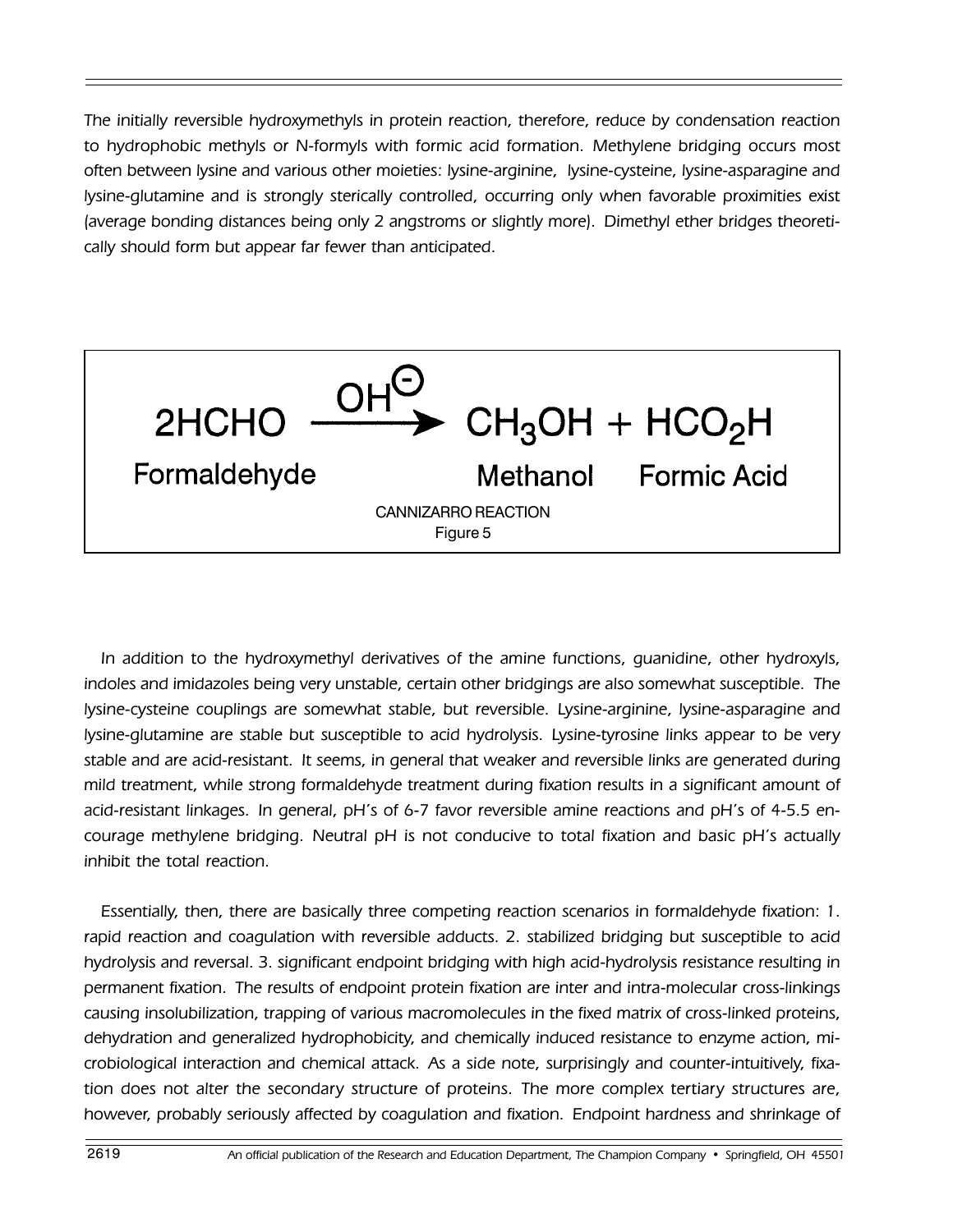The initially reversible hydroxymethyls in protein reaction, therefore, reduce by condensation reaction to hydrophobic methyls or N-formyls with formic acid formation. Methylene bridging occurs most often between lysine and various other moieties: lysine-arginine, lysine-cysteine, lysine-asparagine and lysine-glutamine and is strongly sterically controlled, occurring only when favorable proximities exist (average bonding distances being only 2 angstroms or slightly more). Dimethyl ether bridges theoretically should form but appear far fewer than anticipated.

$$2HCHO \xrightarrow{OH^{\ominus}} CH_3OH + HCO_2H$$

Formaldehyde → Methanol + Formic Acid

CANNIZARRO REACTION
Figure 5

In addition to the hydroxymethyl derivatives of the amine functions, guanidine, other hydroxyls, indoles and imidazoles being very unstable, certain other bridgings are also somewhat susceptible. The lysine-cysteine couplings are somewhat stable, but reversible. Lysine-arginine, lysine-asparagine and lysine-glutamine are stable but susceptible to acid hydrolysis. Lysine-tyrosine links appear to be very stable and are acid-resistant. It seems, in general that weaker and reversible links are generated during mild treatment, while strong formaldehyde treatment during fixation results in a significant amount of acid-resistant linkages. In general, pH's of 6-7 favor reversible amine reactions and pH's of 4-5.5 encourage methylene bridging. Neutral pH is not conducive to total fixation and basic pH's actually inhibit the total reaction.

Essentially, then, there are basically three competing reaction scenarios in formaldehyde fixation: 1. rapid reaction and coagulation with reversible adducts. 2. stabilized bridging but susceptible to acid hydrolysis and reversal. 3. significant endpoint bridging with high acid-hydrolysis resistance resulting in permanent fixation. The results of endpoint protein fixation are inter and intra-molecular cross-linkings causing insolubilization, trapping of various macromolecules in the fixed matrix of cross-linked proteins, dehydration and generalized hydrophobicity, and chemically induced resistance to enzyme action, microbiological interaction and chemical attack. As a side note, surprisingly and counter-intuitively, fixation does not alter the secondary structure of proteins. The more complex tertiary structures are, however, probably seriously affected by coagulation and fixation. Endpoint hardness and shrinkage of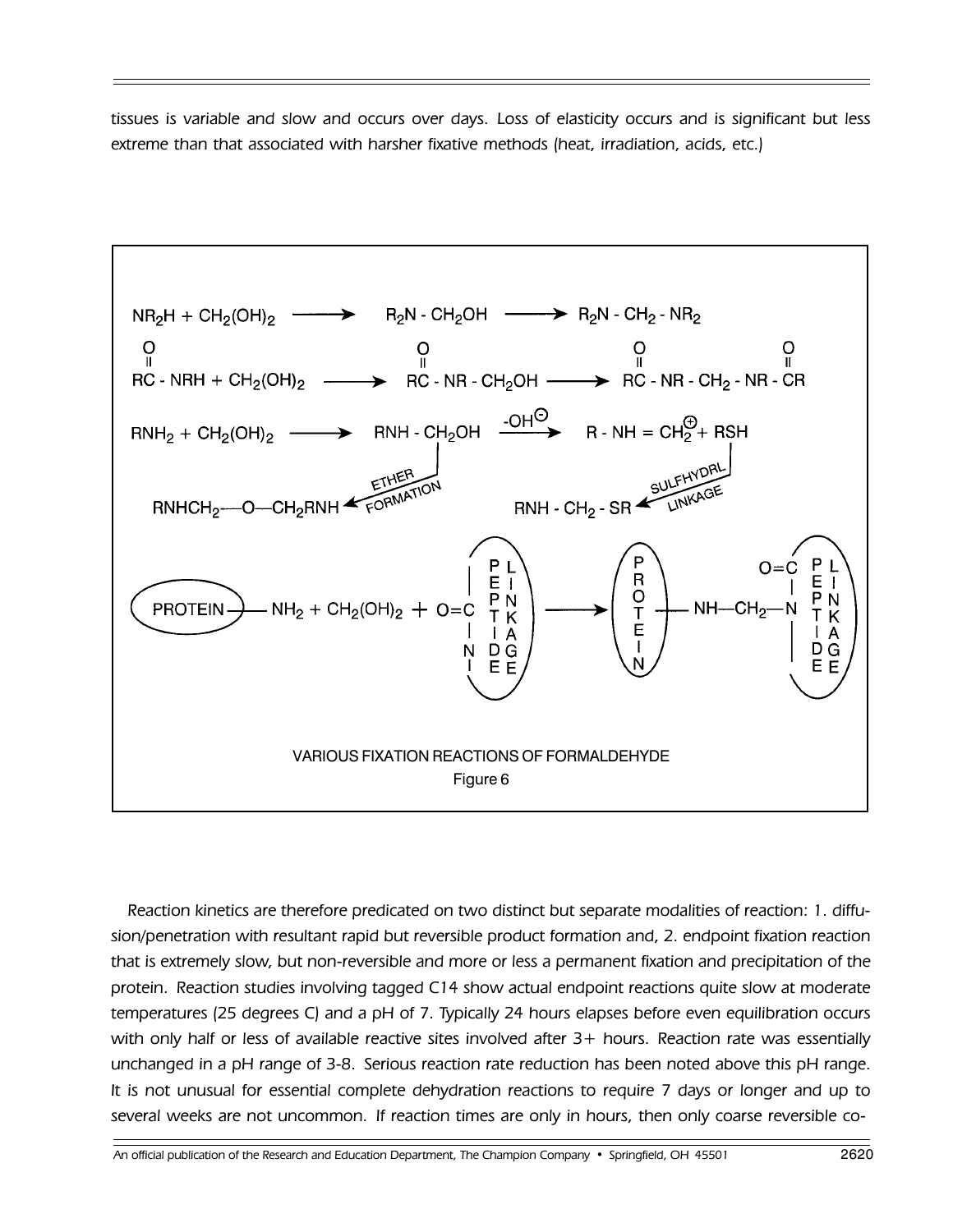tissues is variable and slow and occurs over days. Loss of elasticity occurs and is significant but less extreme than that associated with harsher fixative methods (heat, irradiation, acids, etc.)

$$NR_2H + CH_2(OH)_2 \longrightarrow R_2N-CH_2OH \longrightarrow R_2N-CH_2-NR_2$$

$$RC(=O)-NRH + CH_2(OH)_2 \longrightarrow RC(=O)-NR-CH_2OH \longrightarrow RC(=O)-NR-CH_2-NR-C(=O)R$$

$$RNH_2 + CH_2(OH)_2 \longrightarrow RNH-CH_2OH \xrightarrow{-OH^{\ominus}} R-NH=CH_2^{\oplus} + RSH$$

ETHER FORMATION: $RNH-CH_2OH \longrightarrow RNHCH_2-O-CH_2RNH$

SULFHYDRL LINKAGE: $R-NH=CH_2^{\oplus} + RSH \longrightarrow RNH-CH_2-SR$

$$\text{PROTEIN}-NH_2 + CH_2(OH)_2 + O=C(-N<)\text{ (PEPTIDE LINKAGE)} \longrightarrow \text{PROTEIN}-NH-CH_2-N(-C=O)\text{ (PEPTIDE LINKAGE)}$$

VARIOUS FIXATION REACTIONS OF FORMALDEHYDE
Figure 6

Reaction kinetics are therefore predicated on two distinct but separate modalities of reaction: 1. diffusion/penetration with resultant rapid but reversible product formation and, 2. endpoint fixation reaction that is extremely slow, but non-reversible and more or less a permanent fixation and precipitation of the protein. Reaction studies involving tagged C14 show actual endpoint reactions quite slow at moderate temperatures (25 degrees C) and a pH of 7. Typically 24 hours elapses before even equilibration occurs with only half or less of available reactive sites involved after 3+ hours. Reaction rate was essentially unchanged in a pH range of 3-8. Serious reaction rate reduction has been noted above this pH range. It is not unusual for essential complete dehydration reactions to require 7 days or longer and up to several weeks are not uncommon. If reaction times are only in hours, then only coarse reversible co-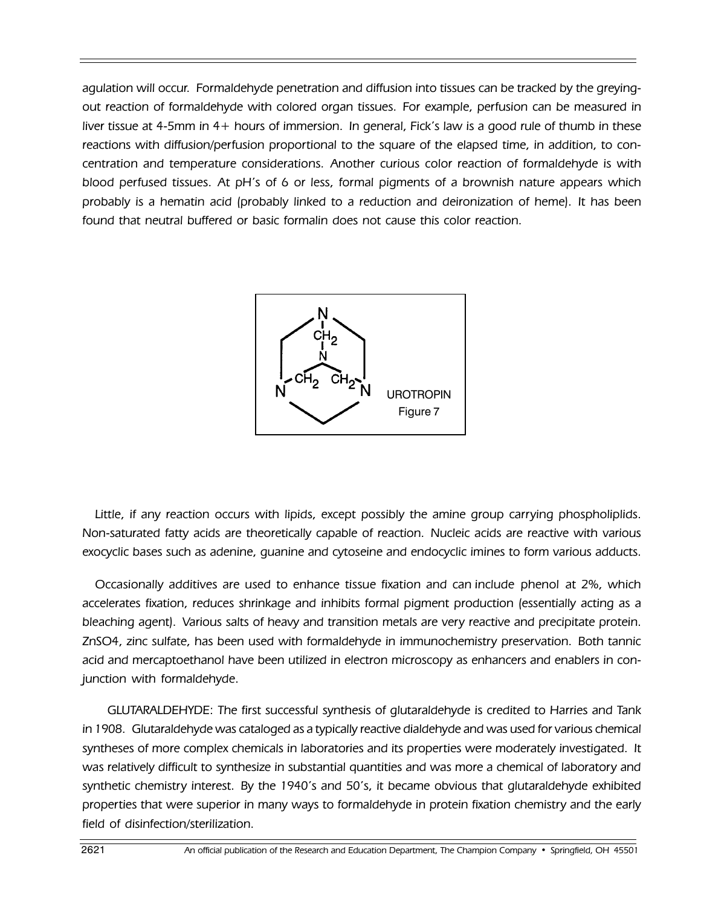agulation will occur. Formaldehyde penetration and diffusion into tissues can be tracked by the greying-out reaction of formaldehyde with colored organ tissues. For example, perfusion can be measured in liver tissue at 4-5mm in 4+ hours of immersion. In general, Fick's law is a good rule of thumb in these reactions with diffusion/perfusion proportional to the square of the elapsed time, in addition, to concentration and temperature considerations. Another curious color reaction of formaldehyde is with blood perfused tissues. At pH's of 6 or less, formal pigments of a brownish nature appears which probably is a hematin acid (probably linked to a reduction and deironization of heme). It has been found that neutral buffered or basic formalin does not cause this color reaction.

UROTROPIN
Figure 7

Little, if any reaction occurs with lipids, except possibly the amine group carrying phospholiplids. Non-saturated fatty acids are theoretically capable of reaction. Nucleic acids are reactive with various exocyclic bases such as adenine, guanine and cytoseine and endocyclic imines to form various adducts.

Occasionally additives are used to enhance tissue fixation and can include phenol at 2%, which accelerates fixation, reduces shrinkage and inhibits formal pigment production (essentially acting as a bleaching agent). Various salts of heavy and transition metals are very reactive and precipitate protein. $ZnSO_4$, zinc sulfate, has been used with formaldehyde in immunochemistry preservation. Both tannic acid and mercaptoethanol have been utilized in electron microscopy as enhancers and enablers in conjunction with formaldehyde.

GLUTARALDEHYDE: The first successful synthesis of glutaraldehyde is credited to Harries and Tank in 1908. Glutaraldehyde was cataloged as a typically reactive dialdehyde and was used for various chemical syntheses of more complex chemicals in laboratories and its properties were moderately investigated. It was relatively difficult to synthesize in substantial quantities and was more a chemical of laboratory and synthetic chemistry interest. By the 1940's and 50's, it became obvious that glutaraldehyde exhibited properties that were superior in many ways to formaldehyde in protein fixation chemistry and the early field of disinfection/sterilization.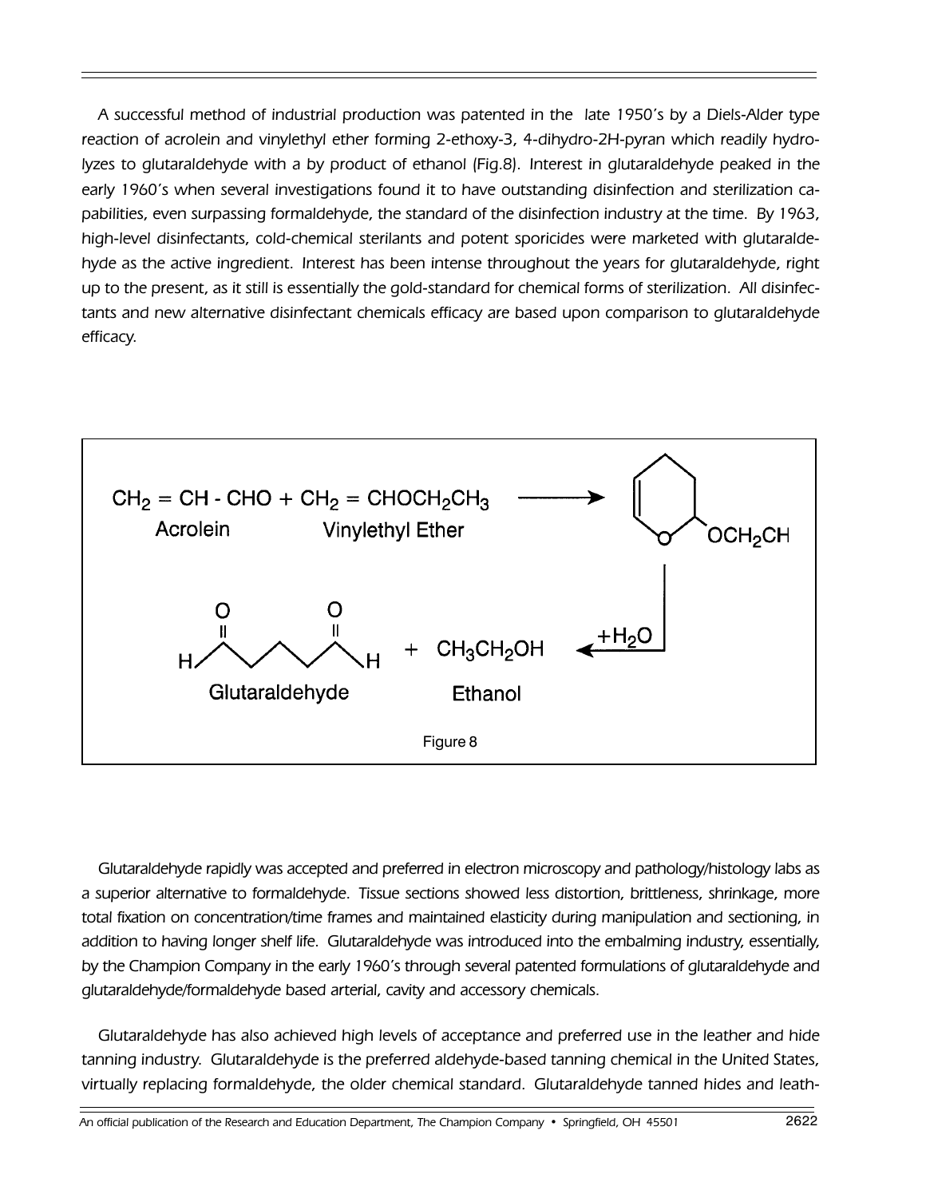A successful method of industrial production was patented in the late 1950's by a Diels-Alder type reaction of acrolein and vinylethyl ether forming 2-ethoxy-3, 4-dihydro-2H-pyran which readily hydrolyzes to glutaraldehyde with a by product of ethanol (Fig.8). Interest in glutaraldehyde peaked in the early 1960's when several investigations found it to have outstanding disinfection and sterilization capabilities, even surpassing formaldehyde, the standard of the disinfection industry at the time. By 1963, high-level disinfectants, cold-chemical sterilants and potent sporicides were marketed with glutaraldehyde as the active ingredient. Interest has been intense throughout the years for glutaraldehyde, right up to the present, as it still is essentially the gold-standard for chemical forms of sterilization. All disinfectants and new alternative disinfectant chemicals efficacy are based upon comparison to glutaraldehyde efficacy.

$CH_2 = CH - CHO + CH_2 = CHOCH_2CH_3$ (Acrolein + Vinylethyl Ether) → 2-ethoxy-3,4-dihydro-2H-pyran ($OCH_2CH$)

$+H_2O$ → Glutaraldehyde + $CH_3CH_2OH$ (Ethanol)

Figure 8

Glutaraldehyde rapidly was accepted and preferred in electron microscopy and pathology/histology labs as a superior alternative to formaldehyde. Tissue sections showed less distortion, brittleness, shrinkage, more total fixation on concentration/time frames and maintained elasticity during manipulation and sectioning, in addition to having longer shelf life. Glutaraldehyde was introduced into the embalming industry, essentially, by the Champion Company in the early 1960's through several patented formulations of glutaraldehyde and glutaraldehyde/formaldehyde based arterial, cavity and accessory chemicals.

Glutaraldehyde has also achieved high levels of acceptance and preferred use in the leather and hide tanning industry. Glutaraldehyde is the preferred aldehyde-based tanning chemical in the United States, virtually replacing formaldehyde, the older chemical standard. Glutaraldehyde tanned hides and leath-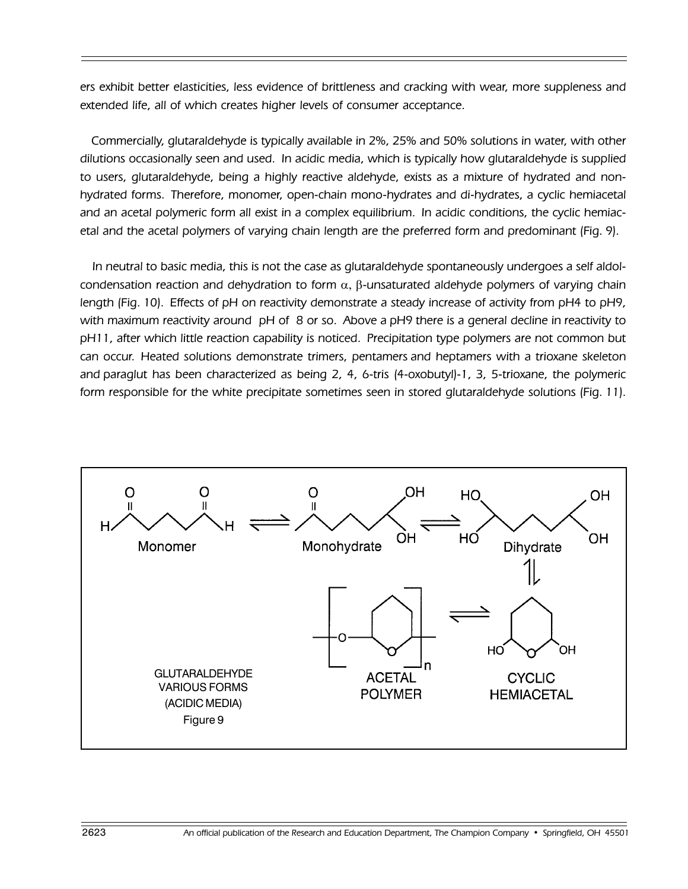ers exhibit better elasticities, less evidence of brittleness and cracking with wear, more suppleness and extended life, all of which creates higher levels of consumer acceptance.

Commercially, glutaraldehyde is typically available in 2%, 25% and 50% solutions in water, with other dilutions occasionally seen and used. In acidic media, which is typically how glutaraldehyde is supplied to users, glutaraldehyde, being a highly reactive aldehyde, exists as a mixture of hydrated and non-hydrated forms. Therefore, monomer, open-chain mono-hydrates and di-hydrates, a cyclic hemiacetal and an acetal polymeric form all exist in a complex equilibrium. In acidic conditions, the cyclic hemiacetal and the acetal polymers of varying chain length are the preferred form and predominant (Fig. 9).

In neutral to basic media, this is not the case as glutaraldehyde spontaneously undergoes a self aldol-condensation reaction and dehydration to form $\alpha$, $\beta$-unsaturated aldehyde polymers of varying chain length (Fig. 10). Effects of pH on reactivity demonstrate a steady increase of activity from pH4 to pH9, with maximum reactivity around pH of 8 or so. Above a pH9 there is a general decline in reactivity to pH11, after which little reaction capability is noticed. Precipitation type polymers are not common but can occur. Heated solutions demonstrate trimers, pentamers and heptamers with a trioxane skeleton and paraglut has been characterized as being 2, 4, 6-tris (4-oxobutyl)-1, 3, 5-trioxane, the polymeric form responsible for the white precipitate sometimes seen in stored glutaraldehyde solutions (Fig. 11).

Monomer ⇌ Monohydrate ⇌ Dihydrate ⇌ CYCLIC HEMIACETAL ⇌ ACETAL POLYMER

GLUTARALDEHYDE VARIOUS FORMS (ACIDIC MEDIA)
Figure 9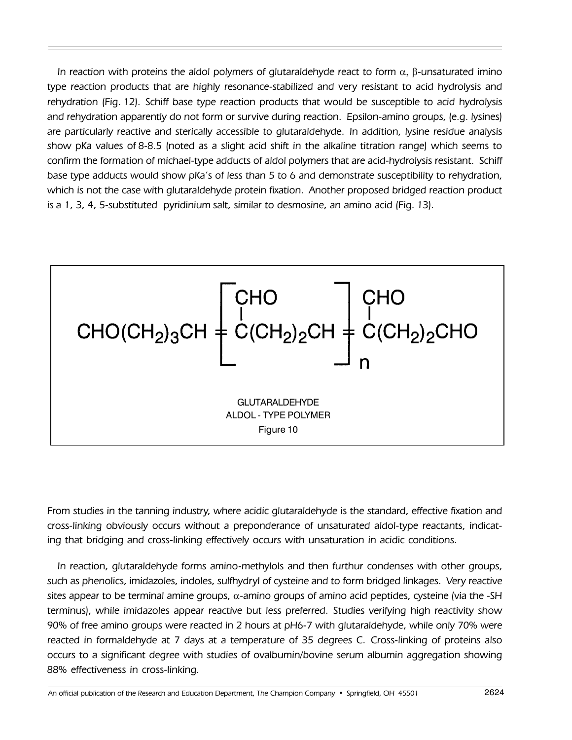In reaction with proteins the aldol polymers of glutaraldehyde react to form α, β-unsaturated imino type reaction products that are highly resonance-stabilized and very resistant to acid hydrolysis and rehydration (Fig. 12). Schiff base type reaction products that would be susceptible to acid hydrolysis and rehydration apparently do not form or survive during reaction. Epsilon-amino groups, (e.g. lysines) are particularly reactive and sterically accessible to glutaraldehyde. In addition, lysine residue analysis show pKa values of 8-8.5 (noted as a slight acid shift in the alkaline titration range) which seems to confirm the formation of michael-type adducts of aldol polymers that are acid-hydrolysis resistant. Schiff base type adducts would show pKa's of less than 5 to 6 and demonstrate susceptibility to rehydration, which is not the case with glutaraldehyde protein fixation. Another proposed bridged reaction product is a 1, 3, 4, 5-substituted pyridinium salt, similar to desmosine, an amino acid (Fig. 13).

$$CHO(CH_2)_3CH = \left[ \overset{\displaystyle CHO}{\overset{|}{C}}(CH_2)_2CH = \right]_n \overset{\displaystyle CHO}{\overset{|}{C}}(CH_2)_2CHO$$

GLUTARALDEHYDE
ALDOL - TYPE POLYMER
Figure 10

From studies in the tanning industry, where acidic glutaraldehyde is the standard, effective fixation and cross-linking obviously occurs without a preponderance of unsaturated aldol-type reactants, indicating that bridging and cross-linking effectively occurs with unsaturation in acidic conditions.

In reaction, glutaraldehyde forms amino-methylols and then furthur condenses with other groups, such as phenolics, imidazoles, indoles, sulfhydryl of cysteine and to form bridged linkages. Very reactive sites appear to be terminal amine groups, α-amino groups of amino acid peptides, cysteine (via the -SH terminus), while imidazoles appear reactive but less preferred. Studies verifying high reactivity show 90% of free amino groups were reacted in 2 hours at pH6-7 with glutaraldehyde, while only 70% were reacted in formaldehyde at 7 days at a temperature of 35 degrees C. Cross-linking of proteins also occurs to a significant degree with studies of ovalbumin/bovine serum albumin aggregation showing 88% effectiveness in cross-linking.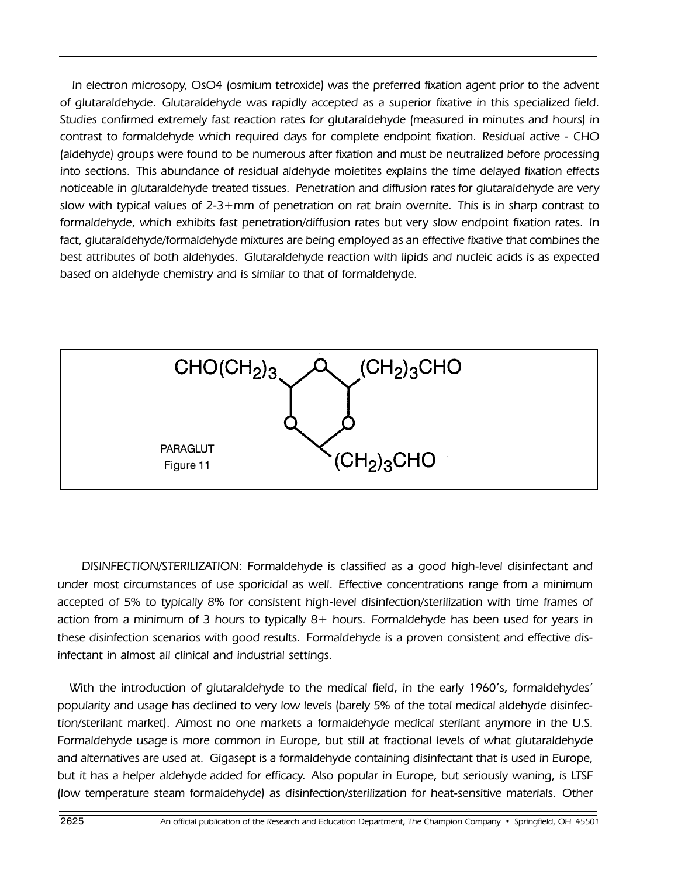In electron microsopy, OsO4 (osmium tetroxide) was the preferred fixation agent prior to the advent of glutaraldehyde. Glutaraldehyde was rapidly accepted as a superior fixative in this specialized field. Studies confirmed extremely fast reaction rates for glutaraldehyde (measured in minutes and hours) in contrast to formaldehyde which required days for complete endpoint fixation. Residual active - CHO (aldehyde) groups were found to be numerous after fixation and must be neutralized before processing into sections. This abundance of residual aldehyde moietites explains the time delayed fixation effects noticeable in glutaraldehyde treated tissues. Penetration and diffusion rates for glutaraldehyde are very slow with typical values of 2-3+mm of penetration on rat brain overnite. This is in sharp contrast to formaldehyde, which exhibits fast penetration/diffusion rates but very slow endpoint fixation rates. In fact, glutaraldehyde/formaldehyde mixtures are being employed as an effective fixative that combines the best attributes of both aldehydes. Glutaraldehyde reaction with lipids and nucleic acids is as expected based on aldehyde chemistry and is similar to that of formaldehyde.

$CHO(CH_2)_3$ — $(CH_2)_3CHO$ — $(CH_2)_3CHO$

PARAGLUT
Figure 11

DISINFECTION/STERILIZATION: Formaldehyde is classified as a good high-level disinfectant and under most circumstances of use sporicidal as well. Effective concentrations range from a minimum accepted of 5% to typically 8% for consistent high-level disinfection/sterilization with time frames of action from a minimum of 3 hours to typically 8+ hours. Formaldehyde has been used for years in these disinfection scenarios with good results. Formaldehyde is a proven consistent and effective disinfectant in almost all clinical and industrial settings.

With the introduction of glutaraldehyde to the medical field, in the early 1960's, formaldehydes' popularity and usage has declined to very low levels (barely 5% of the total medical aldehyde disinfection/sterilant market). Almost no one markets a formaldehyde medical sterilant anymore in the U.S. Formaldehyde usage is more common in Europe, but still at fractional levels of what glutaraldehyde and alternatives are used at. Gigasept is a formaldehyde containing disinfectant that is used in Europe, but it has a helper aldehyde added for efficacy. Also popular in Europe, but seriously waning, is LTSF (low temperature steam formaldehyde) as disinfection/sterilization for heat-sensitive materials. Other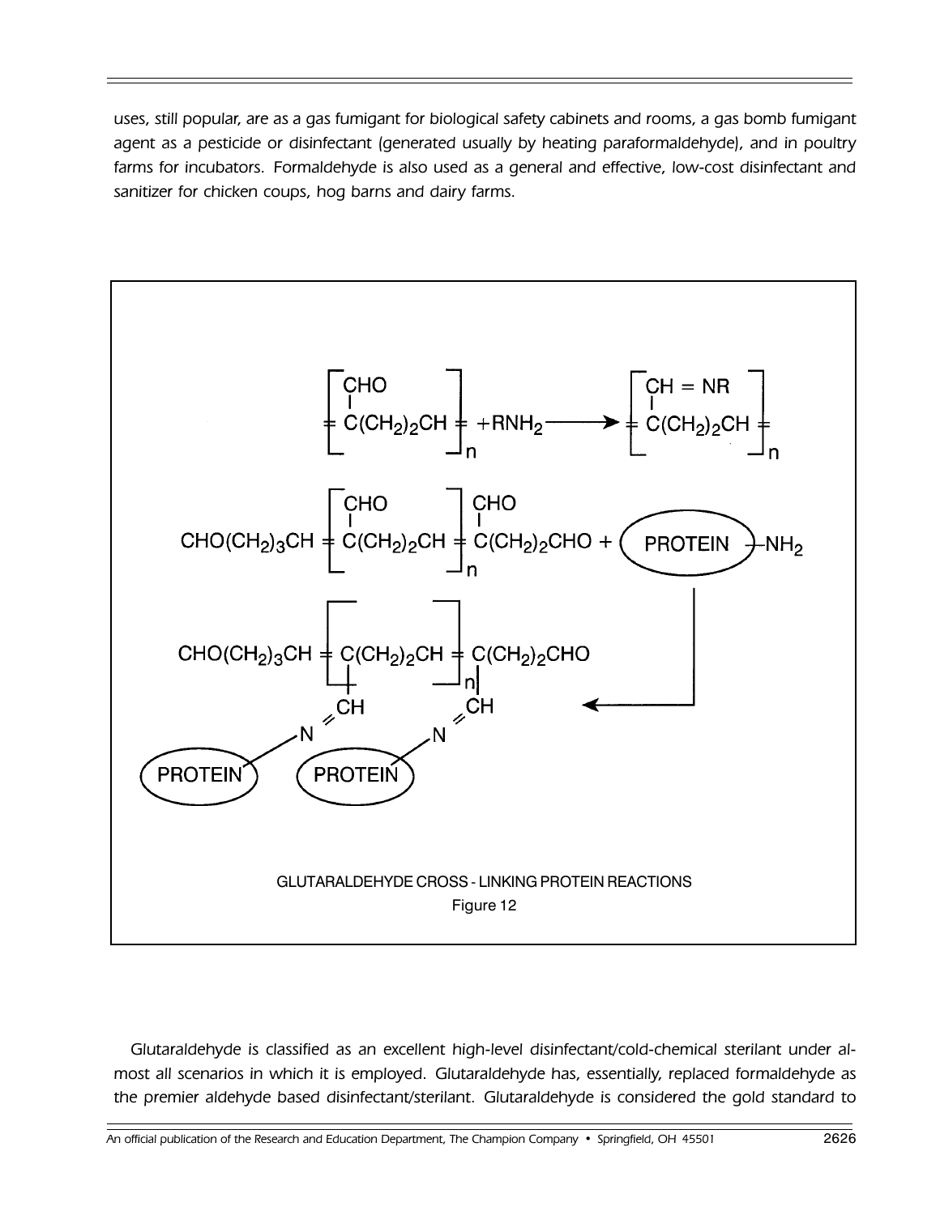uses, still popular, are as a gas fumigant for biological safety cabinets and rooms, a gas bomb fumigant agent as a pesticide or disinfectant (generated usually by heating paraformaldehyde), and in poultry farms for incubators. Formaldehyde is also used as a general and effective, low-cost disinfectant and sanitizer for chicken coups, hog barns and dairy farms.

GLUTARALDEHYDE CROSS - LINKING PROTEIN REACTIONS

Figure 12

Glutaraldehyde is classified as an excellent high-level disinfectant/cold-chemical sterilant under almost all scenarios in which it is employed. Glutaraldehyde has, essentially, replaced formaldehyde as the premier aldehyde based disinfectant/sterilant. Glutaraldehyde is considered the gold standard to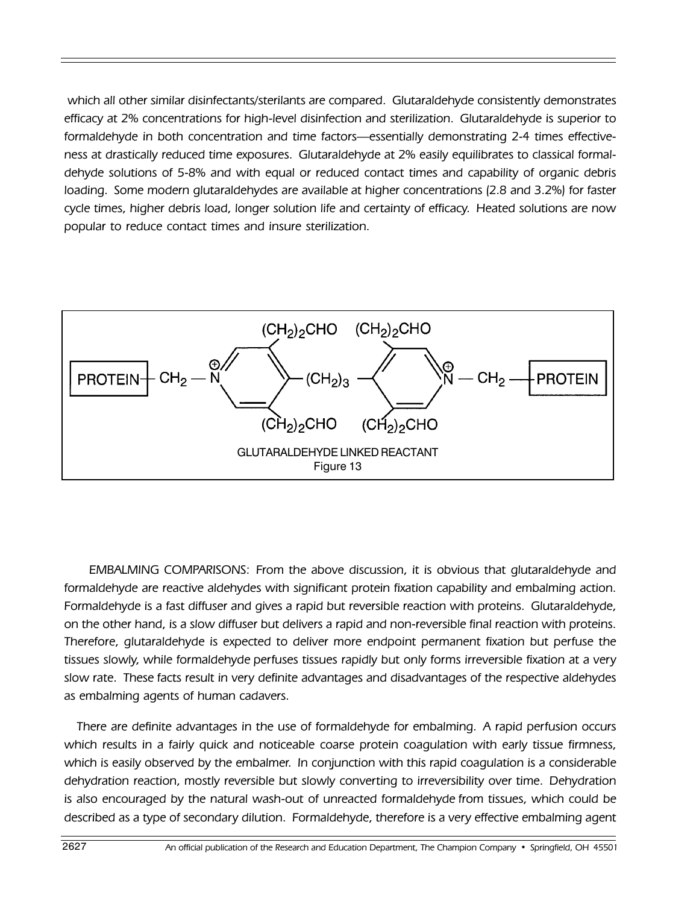which all other similar disinfectants/sterilants are compared. Glutaraldehyde consistently demonstrates efficacy at 2% concentrations for high-level disinfection and sterilization. Glutaraldehyde is superior to formaldehyde in both concentration and time factors—essentially demonstrating 2-4 times effectiveness at drastically reduced time exposures. Glutaraldehyde at 2% easily equilibrates to classical formaldehyde solutions of 5-8% and with equal or reduced contact times and capability of organic debris loading. Some modern glutaraldehydes are available at higher concentrations (2.8 and 3.2%) for faster cycle times, higher debris load, longer solution life and certainty of efficacy. Heated solutions are now popular to reduce contact times and insure sterilization.

$$\text{PROTEIN}-CH_2-\overset{\oplus}{N}(\text{pyridinium ring with two } (CH_2)_2CHO)-(CH_2)_3-(\text{pyridinium ring with two } (CH_2)_2CHO)\overset{\oplus}{N}-CH_2-\text{PROTEIN}$$

GLUTARALDEHYDE LINKED REACTANT
Figure 13

EMBALMING COMPARISONS: From the above discussion, it is obvious that glutaraldehyde and formaldehyde are reactive aldehydes with significant protein fixation capability and embalming action. Formaldehyde is a fast diffuser and gives a rapid but reversible reaction with proteins. Glutaraldehyde, on the other hand, is a slow diffuser but delivers a rapid and non-reversible final reaction with proteins. Therefore, glutaraldehyde is expected to deliver more endpoint permanent fixation but perfuse the tissues slowly, while formaldehyde perfuses tissues rapidly but only forms irreversible fixation at a very slow rate. These facts result in very definite advantages and disadvantages of the respective aldehydes as embalming agents of human cadavers.

There are definite advantages in the use of formaldehyde for embalming. A rapid perfusion occurs which results in a fairly quick and noticeable coarse protein coagulation with early tissue firmness, which is easily observed by the embalmer. In conjunction with this rapid coagulation is a considerable dehydration reaction, mostly reversible but slowly converting to irreversibility over time. Dehydration is also encouraged by the natural wash-out of unreacted formaldehyde from tissues, which could be described as a type of secondary dilution. Formaldehyde, therefore is a very effective embalming agent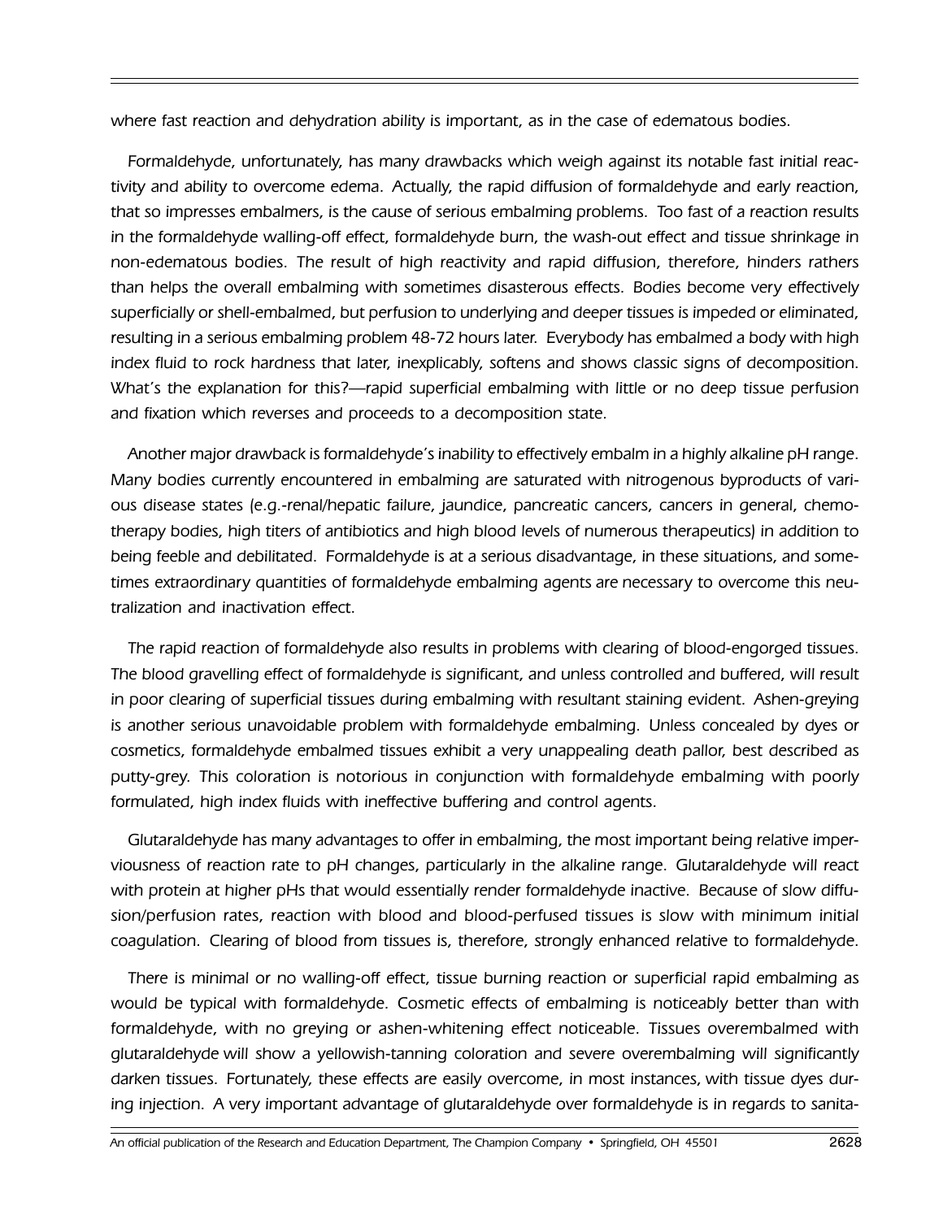where fast reaction and dehydration ability is important, as in the case of edematous bodies.

Formaldehyde, unfortunately, has many drawbacks which weigh against its notable fast initial reactivity and ability to overcome edema. Actually, the rapid diffusion of formaldehyde and early reaction, that so impresses embalmers, is the cause of serious embalming problems. Too fast of a reaction results in the formaldehyde walling-off effect, formaldehyde burn, the wash-out effect and tissue shrinkage in non-edematous bodies. The result of high reactivity and rapid diffusion, therefore, hinders rathers than helps the overall embalming with sometimes disasterous effects. Bodies become very effectively superficially or shell-embalmed, but perfusion to underlying and deeper tissues is impeded or eliminated, resulting in a serious embalming problem 48-72 hours later. Everybody has embalmed a body with high index fluid to rock hardness that later, inexplicably, softens and shows classic signs of decomposition. What's the explanation for this?—rapid superficial embalming with little or no deep tissue perfusion and fixation which reverses and proceeds to a decomposition state.

Another major drawback is formaldehyde's inability to effectively embalm in a highly alkaline pH range. Many bodies currently encountered in embalming are saturated with nitrogenous byproducts of various disease states (e.g.-renal/hepatic failure, jaundice, pancreatic cancers, cancers in general, chemotherapy bodies, high titers of antibiotics and high blood levels of numerous therapeutics) in addition to being feeble and debilitated. Formaldehyde is at a serious disadvantage, in these situations, and sometimes extraordinary quantities of formaldehyde embalming agents are necessary to overcome this neutralization and inactivation effect.

The rapid reaction of formaldehyde also results in problems with clearing of blood-engorged tissues. The blood gravelling effect of formaldehyde is significant, and unless controlled and buffered, will result in poor clearing of superficial tissues during embalming with resultant staining evident. Ashen-greying is another serious unavoidable problem with formaldehyde embalming. Unless concealed by dyes or cosmetics, formaldehyde embalmed tissues exhibit a very unappealing death pallor, best described as putty-grey. This coloration is notorious in conjunction with formaldehyde embalming with poorly formulated, high index fluids with ineffective buffering and control agents.

Glutaraldehyde has many advantages to offer in embalming, the most important being relative imperviousness of reaction rate to pH changes, particularly in the alkaline range. Glutaraldehyde will react with protein at higher pHs that would essentially render formaldehyde inactive. Because of slow diffusion/perfusion rates, reaction with blood and blood-perfused tissues is slow with minimum initial coagulation. Clearing of blood from tissues is, therefore, strongly enhanced relative to formaldehyde.

There is minimal or no walling-off effect, tissue burning reaction or superficial rapid embalming as would be typical with formaldehyde. Cosmetic effects of embalming is noticeably better than with formaldehyde, with no greying or ashen-whitening effect noticeable. Tissues overembalmed with glutaraldehyde will show a yellowish-tanning coloration and severe overembalming will significantly darken tissues. Fortunately, these effects are easily overcome, in most instances, with tissue dyes during injection. A very important advantage of glutaraldehyde over formaldehyde is in regards to sanita-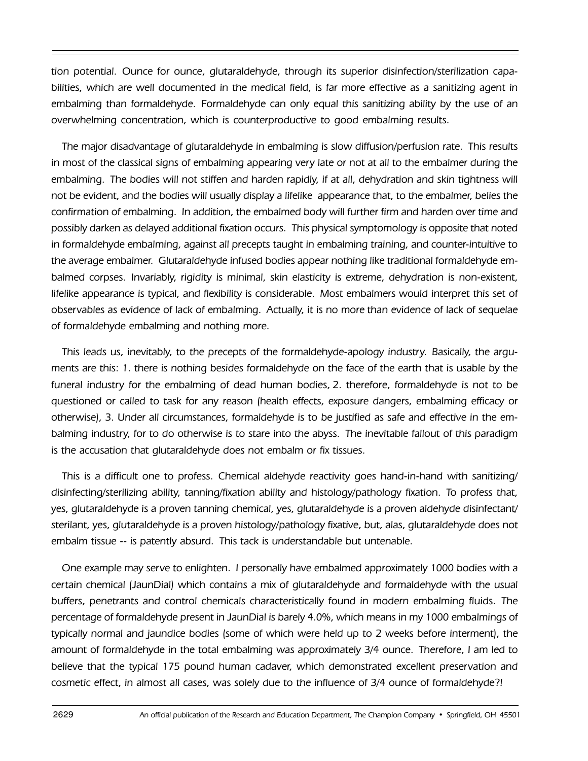tion potential. Ounce for ounce, glutaraldehyde, through its superior disinfection/sterilization capabilities, which are well documented in the medical field, is far more effective as a sanitizing agent in embalming than formaldehyde. Formaldehyde can only equal this sanitizing ability by the use of an overwhelming concentration, which is counterproductive to good embalming results.

The major disadvantage of glutaraldehyde in embalming is slow diffusion/perfusion rate. This results in most of the classical signs of embalming appearing very late or not at all to the embalmer during the embalming. The bodies will not stiffen and harden rapidly, if at all, dehydration and skin tightness will not be evident, and the bodies will usually display a lifelike appearance that, to the embalmer, belies the confirmation of embalming. In addition, the embalmed body will further firm and harden over time and possibly darken as delayed additional fixation occurs. This physical symptomology is opposite that noted in formaldehyde embalming, against all precepts taught in embalming training, and counter-intuitive to the average embalmer. Glutaraldehyde infused bodies appear nothing like traditional formaldehyde embalmed corpses. Invariably, rigidity is minimal, skin elasticity is extreme, dehydration is non-existent, lifelike appearance is typical, and flexibility is considerable. Most embalmers would interpret this set of observables as evidence of lack of embalming. Actually, it is no more than evidence of lack of sequelae of formaldehyde embalming and nothing more.

This leads us, inevitably, to the precepts of the formaldehyde-apology industry. Basically, the arguments are this: 1. there is nothing besides formaldehyde on the face of the earth that is usable by the funeral industry for the embalming of dead human bodies, 2. therefore, formaldehyde is not to be questioned or called to task for any reason (health effects, exposure dangers, embalming efficacy or otherwise), 3. Under all circumstances, formaldehyde is to be justified as safe and effective in the embalming industry, for to do otherwise is to stare into the abyss. The inevitable fallout of this paradigm is the accusation that glutaraldehyde does not embalm or fix tissues.

This is a difficult one to profess. Chemical aldehyde reactivity goes hand-in-hand with sanitizing/disinfecting/sterilizing ability, tanning/fixation ability and histology/pathology fixation. To profess that, yes, glutaraldehyde is a proven tanning chemical, yes, glutaraldehyde is a proven aldehyde disinfectant/sterilant, yes, glutaraldehyde is a proven histology/pathology fixative, but, alas, glutaraldehyde does not embalm tissue -- is patently absurd. This tack is understandable but untenable.

One example may serve to enlighten. I personally have embalmed approximately 1000 bodies with a certain chemical (JaunDial) which contains a mix of glutaraldehyde and formaldehyde with the usual buffers, penetrants and control chemicals characteristically found in modern embalming fluids. The percentage of formaldehyde present in JaunDial is barely 4.0%, which means in my 1000 embalmings of typically normal and jaundice bodies (some of which were held up to 2 weeks before interment), the amount of formaldehyde in the total embalming was approximately 3/4 ounce. Therefore, I am led to believe that the typical 175 pound human cadaver, which demonstrated excellent preservation and cosmetic effect, in almost all cases, was solely due to the influence of 3/4 ounce of formaldehyde?!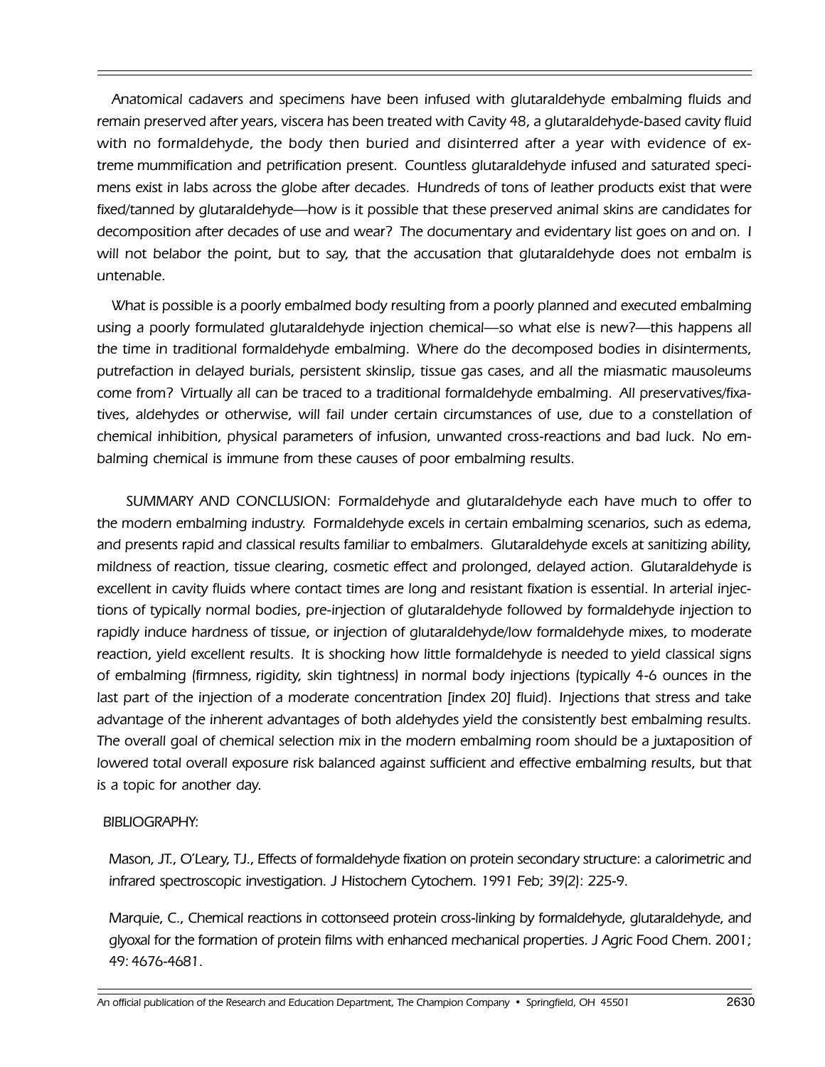Anatomical cadavers and specimens have been infused with glutaraldehyde embalming fluids and remain preserved after years, viscera has been treated with Cavity 48, a glutaraldehyde-based cavity fluid with no formaldehyde, the body then buried and disinterred after a year with evidence of extreme mummification and petrification present. Countless glutaraldehyde infused and saturated specimens exist in labs across the globe after decades. Hundreds of tons of leather products exist that were fixed/tanned by glutaraldehyde—how is it possible that these preserved animal skins are candidates for decomposition after decades of use and wear? The documentary and evidentary list goes on and on. I will not belabor the point, but to say, that the accusation that glutaraldehyde does not embalm is untenable.

What is possible is a poorly embalmed body resulting from a poorly planned and executed embalming using a poorly formulated glutaraldehyde injection chemical—so what else is new?—this happens all the time in traditional formaldehyde embalming. Where do the decomposed bodies in disinterments, putrefaction in delayed burials, persistent skinslip, tissue gas cases, and all the miasmatic mausoleums come from? Virtually all can be traced to a traditional formaldehyde embalming. All preservatives/fixatives, aldehydes or otherwise, will fail under certain circumstances of use, due to a constellation of chemical inhibition, physical parameters of infusion, unwanted cross-reactions and bad luck. No embalming chemical is immune from these causes of poor embalming results.

SUMMARY AND CONCLUSION: Formaldehyde and glutaraldehyde each have much to offer to the modern embalming industry. Formaldehyde excels in certain embalming scenarios, such as edema, and presents rapid and classical results familiar to embalmers. Glutaraldehyde excels at sanitizing ability, mildness of reaction, tissue clearing, cosmetic effect and prolonged, delayed action. Glutaraldehyde is excellent in cavity fluids where contact times are long and resistant fixation is essential. In arterial injections of typically normal bodies, pre-injection of glutaraldehyde followed by formaldehyde injection to rapidly induce hardness of tissue, or injection of glutaraldehyde/low formaldehyde mixes, to moderate reaction, yield excellent results. It is shocking how little formaldehyde is needed to yield classical signs of embalming (firmness, rigidity, skin tightness) in normal body injections (typically 4-6 ounces in the last part of the injection of a moderate concentration [index 20] fluid). Injections that stress and take advantage of the inherent advantages of both aldehydes yield the consistently best embalming results. The overall goal of chemical selection mix in the modern embalming room should be a juxtaposition of lowered total overall exposure risk balanced against sufficient and effective embalming results, but that is a topic for another day.

BIBLIOGRAPHY:

Mason, JT., O'Leary, TJ., Effects of formaldehyde fixation on protein secondary structure: a calorimetric and infrared spectroscopic investigation. J Histochem Cytochem. 1991 Feb; 39(2): 225-9.

Marquie, C., Chemical reactions in cottonseed protein cross-linking by formaldehyde, glutaraldehyde, and glyoxal for the formation of protein films with enhanced mechanical properties. J Agric Food Chem. 2001; 49: 4676-4681.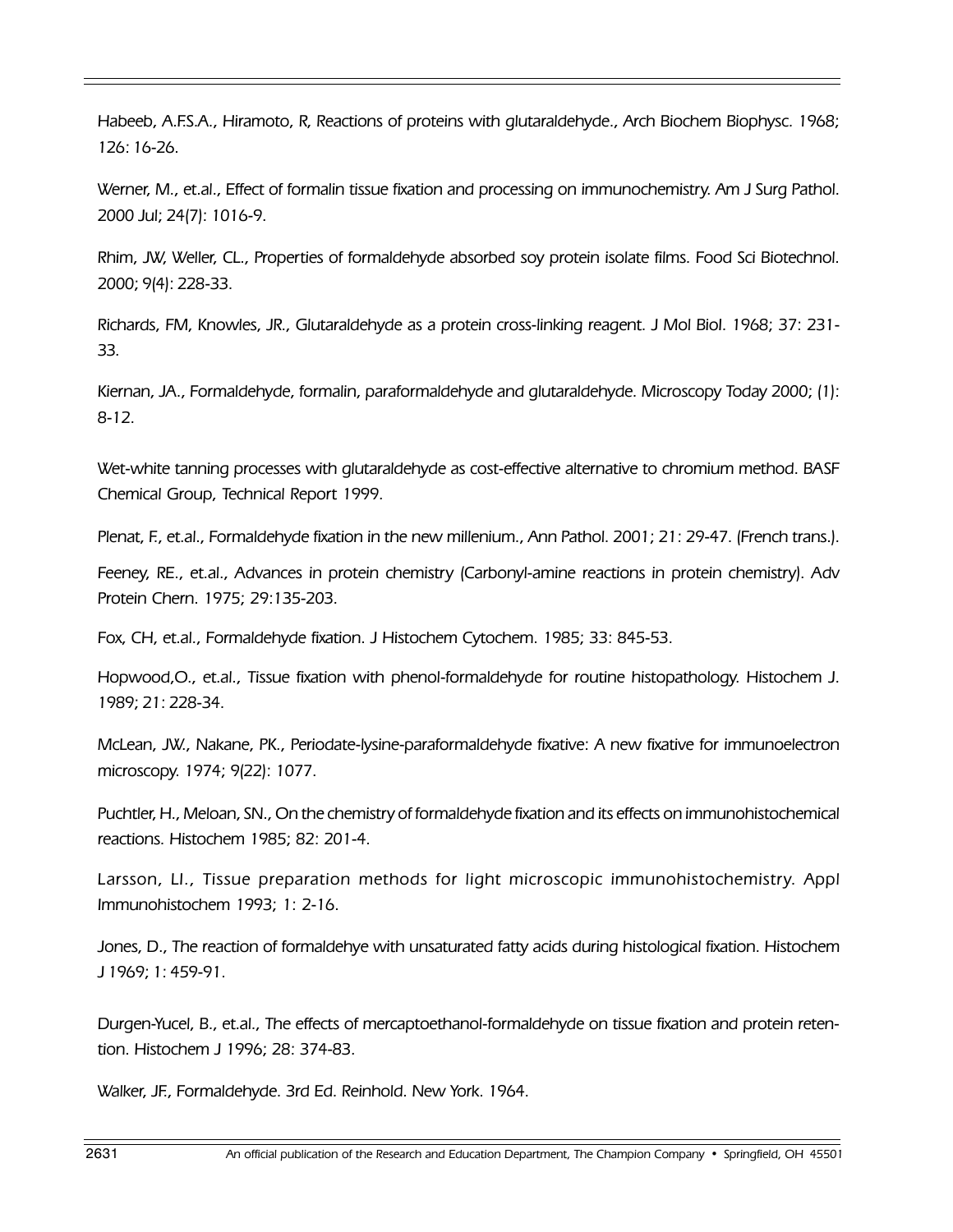Habeeb, A.F.S.A., Hiramoto, R, Reactions of proteins with glutaraldehyde., Arch Biochem Biophysc. 1968; 126: 16-26.

Werner, M., et.al., Effect of formalin tissue fixation and processing on immunochemistry. Am J Surg Pathol. 2000 Jul; 24(7): 1016-9.

Rhim, JW, Weller, CL., Properties of formaldehyde absorbed soy protein isolate films. Food Sci Biotechnol. 2000; 9(4): 228-33.

Richards, FM, Knowles, JR., Glutaraldehyde as a protein cross-linking reagent. J Mol Biol. 1968; 37: 231-33.

Kiernan, JA., Formaldehyde, formalin, paraformaldehyde and glutaraldehyde. Microscopy Today 2000; (1): 8-12.

Wet-white tanning processes with glutaraldehyde as cost-effective alternative to chromium method. BASF Chemical Group, Technical Report 1999.

Plenat, F., et.al., Formaldehyde fixation in the new millenium., Ann Pathol. 2001; 21: 29-47. (French trans.).

Feeney, RE., et.al., Advances in protein chemistry (Carbonyl-amine reactions in protein chemistry). Adv Protein Chern. 1975; 29:135-203.

Fox, CH, et.al., Formaldehyde fixation. J Histochem Cytochem. 1985; 33: 845-53.

Hopwood,O., et.al., Tissue fixation with phenol-formaldehyde for routine histopathology. Histochem J. 1989; 21: 228-34.

McLean, JW., Nakane, PK., Periodate-lysine-paraformaldehyde fixative: A new fixative for immunoelectron microscopy. 1974; 9(22): 1077.

Puchtler, H., Meloan, SN., On the chemistry of formaldehyde fixation and its effects on immunohistochemical reactions. Histochem 1985; 82: 201-4.

Larsson, LI., Tissue preparation methods for light microscopic immunohistochemistry. Appl Immunohistochem 1993; 1: 2-16.

Jones, D., The reaction of formaldehye with unsaturated fatty acids during histological fixation. Histochem J 1969; 1: 459-91.

Durgen-Yucel, B., et.al., The effects of mercaptoethanol-formaldehyde on tissue fixation and protein retention. Histochem J 1996; 28: 374-83.

Walker, JF., Formaldehyde. 3rd Ed. Reinhold. New York. 1964.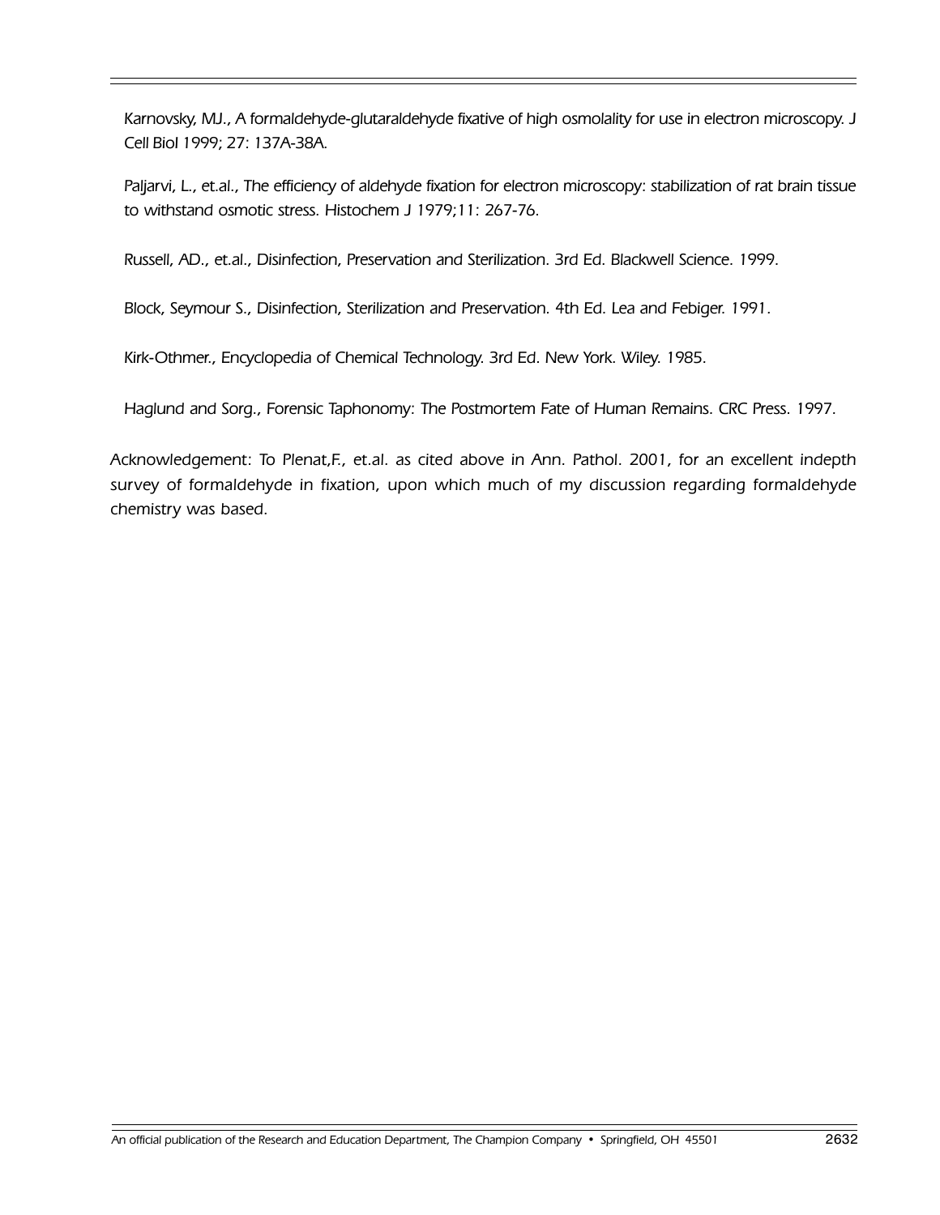Karnovsky, MJ., A formaldehyde-glutaraldehyde fixative of high osmolality for use in electron microscopy. J Cell Biol 1999; 27: 137A-38A.

Paljarvi, L., et.al., The efficiency of aldehyde fixation for electron microscopy: stabilization of rat brain tissue to withstand osmotic stress. Histochem J 1979;11: 267-76.

Russell, AD., et.al., Disinfection, Preservation and Sterilization. 3rd Ed. Blackwell Science. 1999.

Block, Seymour S., Disinfection, Sterilization and Preservation. 4th Ed. Lea and Febiger. 1991.

Kirk-Othmer., Encyclopedia of Chemical Technology. 3rd Ed. New York. Wiley. 1985.

Haglund and Sorg., Forensic Taphonomy: The Postmortem Fate of Human Remains. CRC Press. 1997.

Acknowledgement: To Plenat,F., et.al. as cited above in Ann. Pathol. 2001, for an excellent indepth survey of formaldehyde in fixation, upon which much of my discussion regarding formaldehyde chemistry was based.